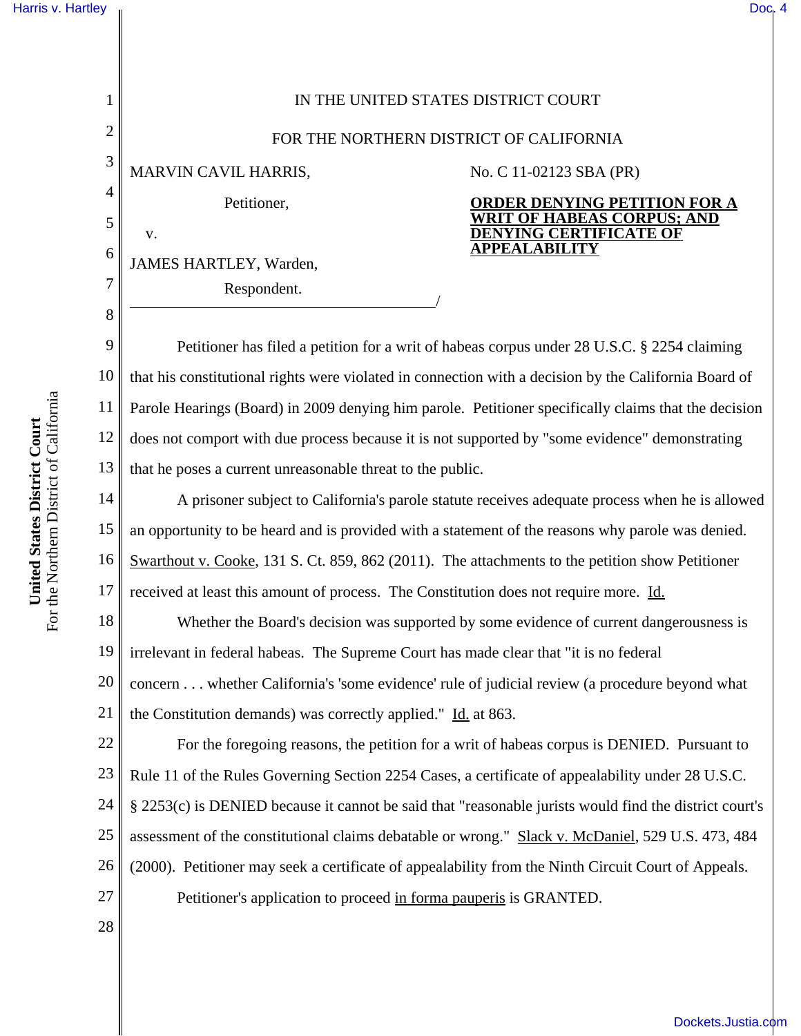IN THE UNITED STATES DISTRICT COURT

FOR THE NORTHERN DISTRICT OF CALIFORNIA

MARVIN CAVIL HARRIS,

Petitioner,

v.

JAMES HARTLEY, Warden,

Respondent.

No. C 11-02123 SBA (PR)

**ORDER DENYING PETITION FOR A WRIT OF HABEAS CORPUS; AND DENYING CERTIFICATE OF APPEALABILITY**

Petitioner has filed a petition for a writ of habeas corpus under 28 U.S.C. § 2254 claiming that his constitutional rights were violated in connection with a decision by the California Board of Parole Hearings (Board) in 2009 denying him parole. Petitioner specifically claims that the decision does not comport with due process because it is not supported by "some evidence" demonstrating that he poses a current unreasonable threat to the public.

A prisoner subject to California's parole statute receives adequate process when he is allowed an opportunity to be heard and is provided with a statement of the reasons why parole was denied. Swarthout v. Cooke, 131 S. Ct. 859, 862 (2011). The attachments to the petition show Petitioner received at least this amount of process. The Constitution does not require more. Id.

Whether the Board's decision was supported by some evidence of current dangerousness is irrelevant in federal habeas. The Supreme Court has made clear that "it is no federal concern . . . whether California's 'some evidence' rule of judicial review (a procedure beyond what the Constitution demands) was correctly applied." Id. at 863.

For the foregoing reasons, the petition for a writ of habeas corpus is DENIED. Pursuant to Rule 11 of the Rules Governing Section 2254 Cases, a certificate of appealability under 28 U.S.C. § 2253(c) is DENIED because it cannot be said that "reasonable jurists would find the district court's assessment of the constitutional claims debatable or wrong." Slack v. McDaniel, 529 U.S. 473, 484 (2000). Petitioner may seek a certificate of appealability from the Ninth Circuit Court of Appeals.

Petitioner's application to proceed in forma pauperis is GRANTED.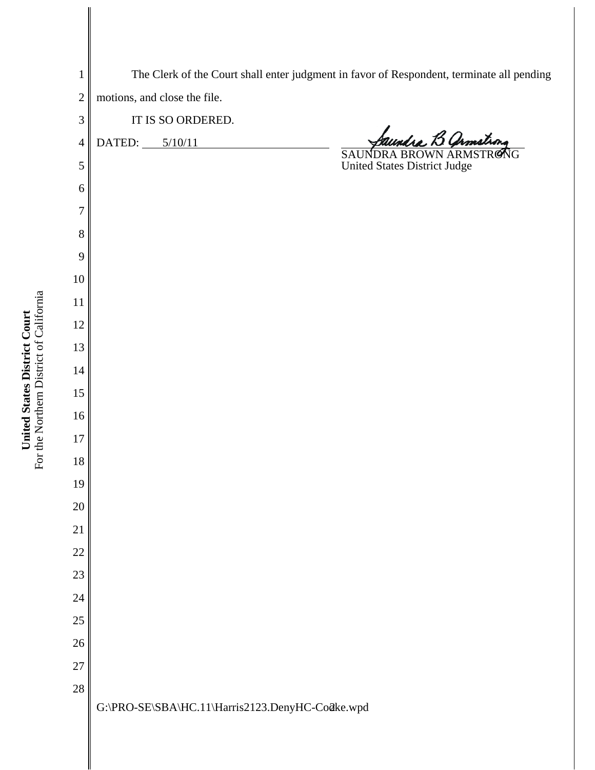The Clerk of the Court shall enter judgment in favor of Respondent, terminate all pending motions, and close the file.

IT IS SO ORDERED.

DATED: 5/10/11

SAUNDRA BROWN ARMSTRONG
United States District Judge

G:\PRO-SE\SBA\HC.11\Harris2123.DenyHC-Cooke.wpd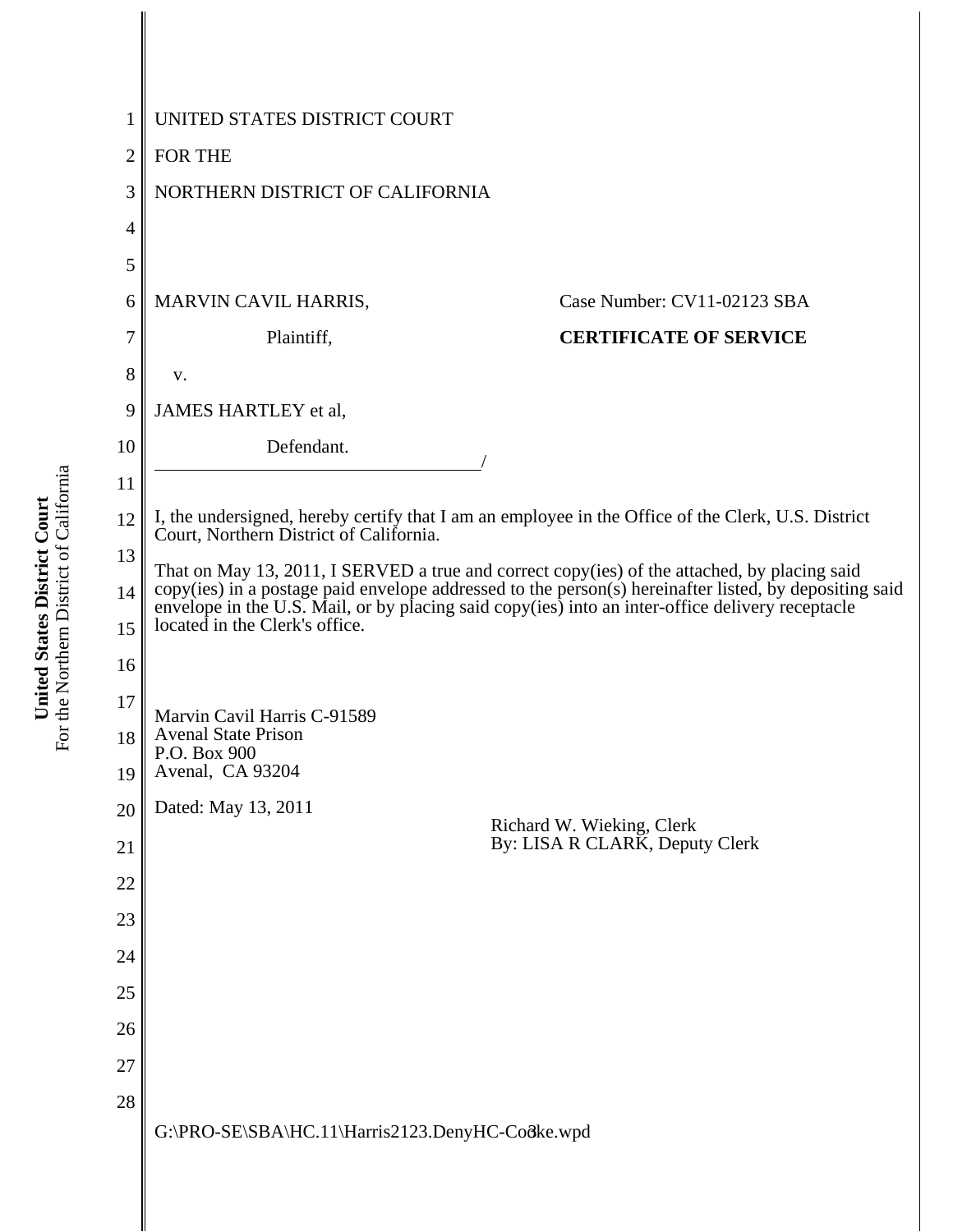UNITED STATES DISTRICT COURT

FOR THE

NORTHERN DISTRICT OF CALIFORNIA

MARVIN CAVIL HARRIS,

Plaintiff,

v.

JAMES HARTLEY et al,

Defendant.

______________________________/

Case Number: CV11-02123 SBA

**CERTIFICATE OF SERVICE**

I, the undersigned, hereby certify that I am an employee in the Office of the Clerk, U.S. District Court, Northern District of California.

That on May 13, 2011, I SERVED a true and correct copy(ies) of the attached, by placing said copy(ies) in a postage paid envelope addressed to the person(s) hereinafter listed, by depositing said envelope in the U.S. Mail, or by placing said copy(ies) into an inter-office delivery receptacle located in the Clerk's office.

Marvin Cavil Harris C-91589
Avenal State Prison
P.O. Box 900
Avenal, CA 93204

Dated: May 13, 2011

Richard W. Wieking, Clerk
By: LISA R CLARK, Deputy Clerk

G:\PRO-SE\SBA\HC.11\Harris2123.DenyHC-Cooke.wpd